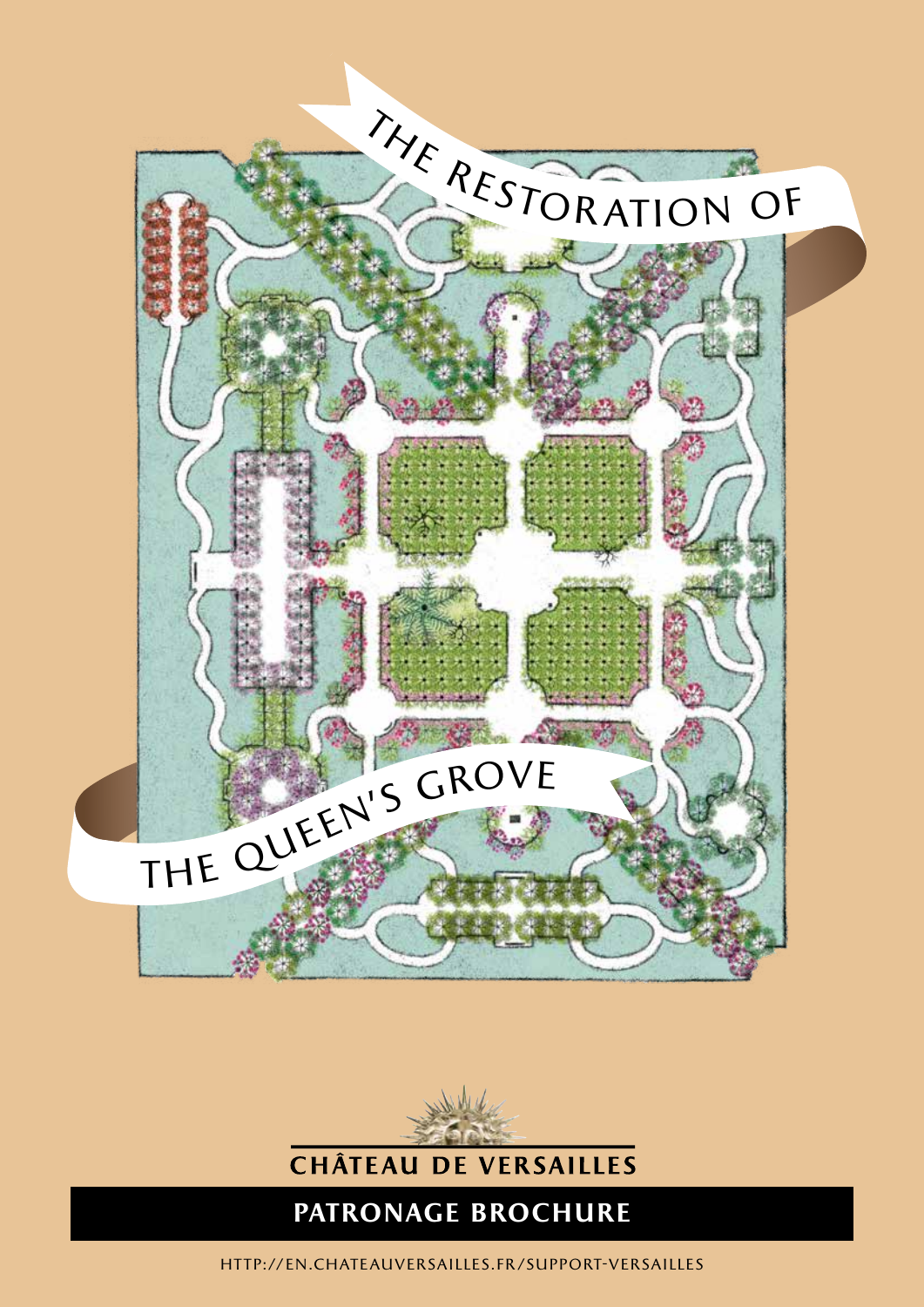# THE RESTORATION OF THE QUEEN'S GROVE

CHÂTEAU DE VERSAILLES

**PATRONAGE BROCHURE**

HTTP://EN.CHATEAUVERSAILLES.FR/SUPPORT-VERSAILLES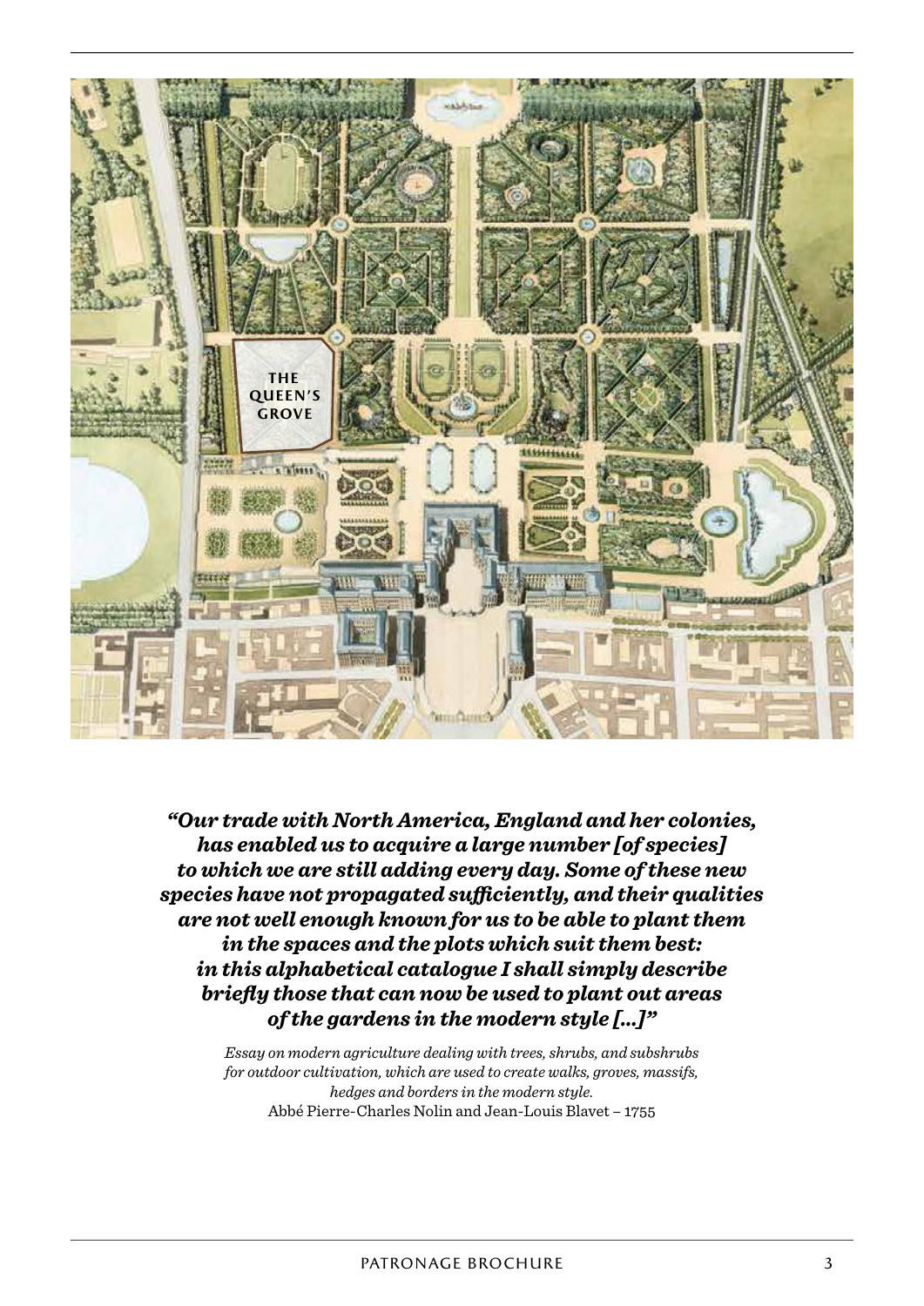***"Our trade with North America, England and her colonies, has enabled us to acquire a large number [of species] to which we are still adding every day. Some of these new species have not propagated sufficiently, and their qualities are not well enough known for us to be able to plant them in the spaces and the plots which suit them best: in this alphabetical catalogue I shall simply describe briefly those that can now be used to plant out areas of the gardens in the modern style [...]"***

*Essay on modern agriculture dealing with trees, shrubs, and subshrubs for outdoor cultivation, which are used to create walks, groves, massifs, hedges and borders in the modern style.*
Abbé Pierre-Charles Nolin and Jean-Louis Blavet – 1755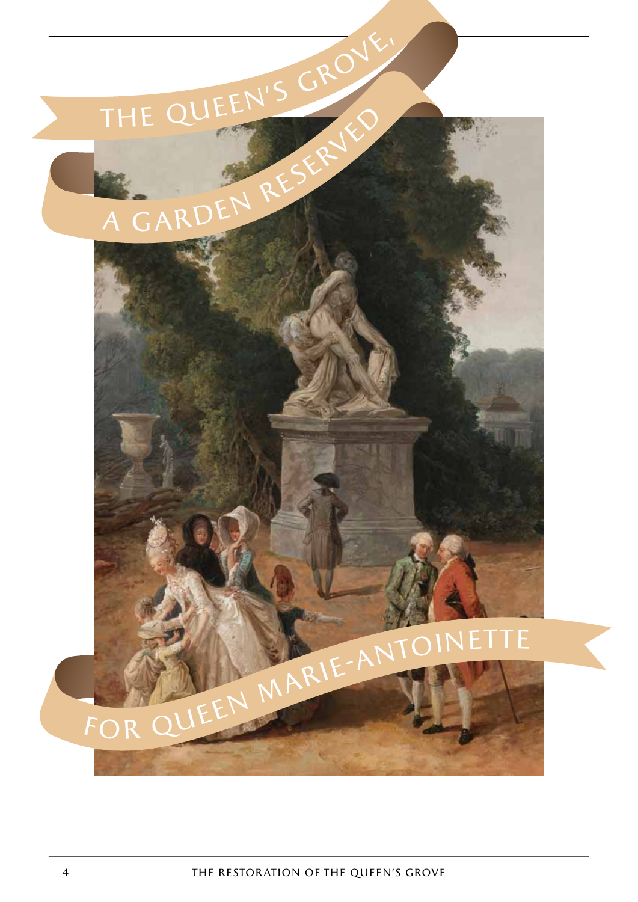# THE QUEEN'S GROVE, A GARDEN RESERVED FOR QUEEN MARIE-ANTOINETTE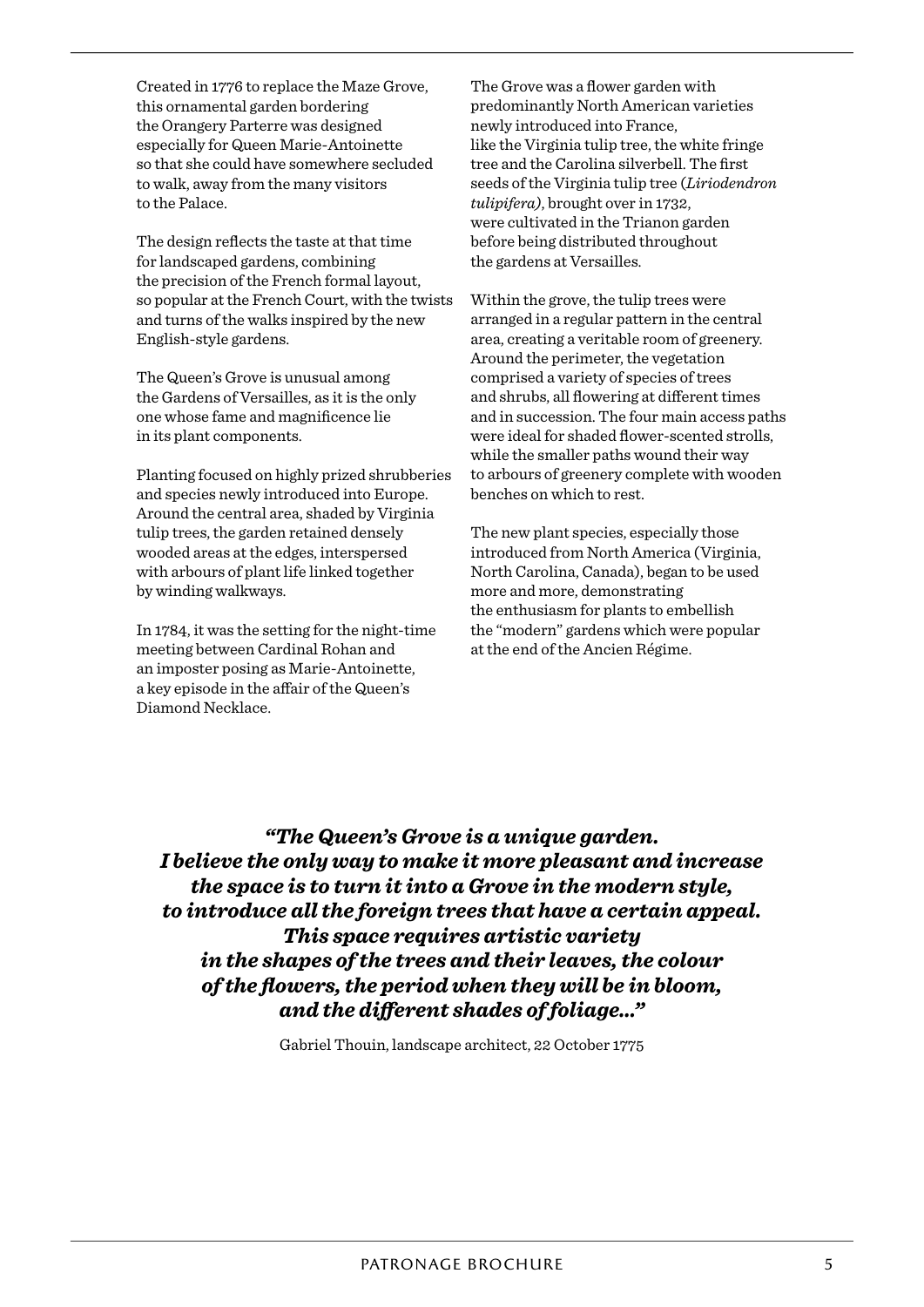Created in 1776 to replace the Maze Grove, this ornamental garden bordering the Orangery Parterre was designed especially for Queen Marie-Antoinette so that she could have somewhere secluded to walk, away from the many visitors to the Palace.

The design reflects the taste at that time for landscaped gardens, combining the precision of the French formal layout, so popular at the French Court, with the twists and turns of the walks inspired by the new English-style gardens.

The Queen's Grove is unusual among the Gardens of Versailles, as it is the only one whose fame and magnificence lie in its plant components.

Planting focused on highly prized shrubberies and species newly introduced into Europe. Around the central area, shaded by Virginia tulip trees, the garden retained densely wooded areas at the edges, interspersed with arbours of plant life linked together by winding walkways.

In 1784, it was the setting for the night-time meeting between Cardinal Rohan and an imposter posing as Marie-Antoinette, a key episode in the affair of the Queen's Diamond Necklace.

The Grove was a flower garden with predominantly North American varieties newly introduced into France, like the Virginia tulip tree, the white fringe tree and the Carolina silverbell. The first seeds of the Virginia tulip tree (*Liriodendron tulipifera)*, brought over in 1732, were cultivated in the Trianon garden before being distributed throughout the gardens at Versailles.

Within the grove, the tulip trees were arranged in a regular pattern in the central area, creating a veritable room of greenery. Around the perimeter, the vegetation comprised a variety of species of trees and shrubs, all flowering at different times and in succession. The four main access paths were ideal for shaded flower-scented strolls, while the smaller paths wound their way to arbours of greenery complete with wooden benches on which to rest.

The new plant species, especially those introduced from North America (Virginia, North Carolina, Canada), began to be used more and more, demonstrating the enthusiasm for plants to embellish the "modern" gardens which were popular at the end of the Ancien Régime.

***"The Queen's Grove is a unique garden. I believe the only way to make it more pleasant and increase the space is to turn it into a Grove in the modern style, to introduce all the foreign trees that have a certain appeal. This space requires artistic variety in the shapes of the trees and their leaves, the colour of the flowers, the period when they will be in bloom, and the different shades of foliage..."***

Gabriel Thouin, landscape architect, 22 October 1775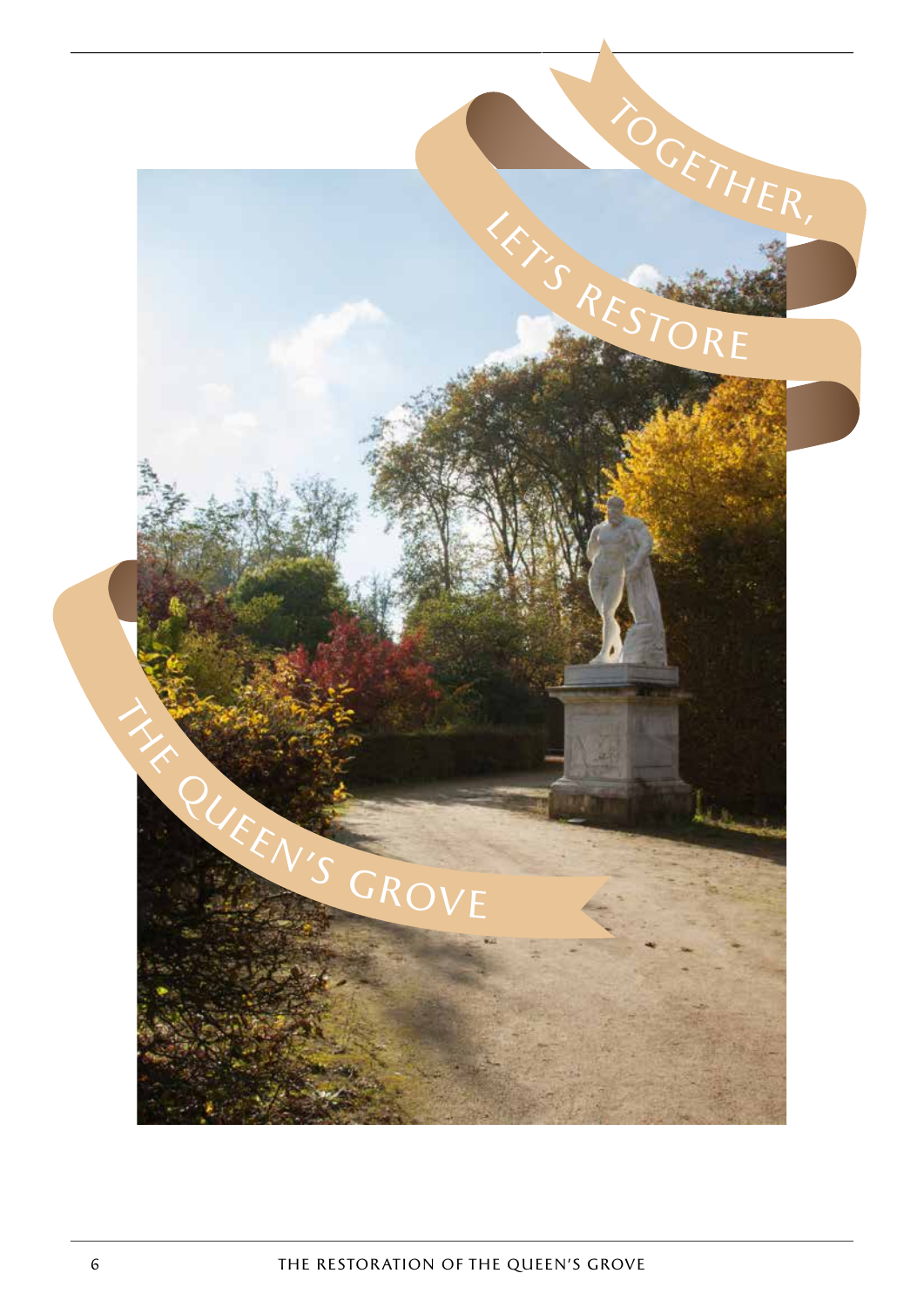Together, let's restore

The Queen's Grove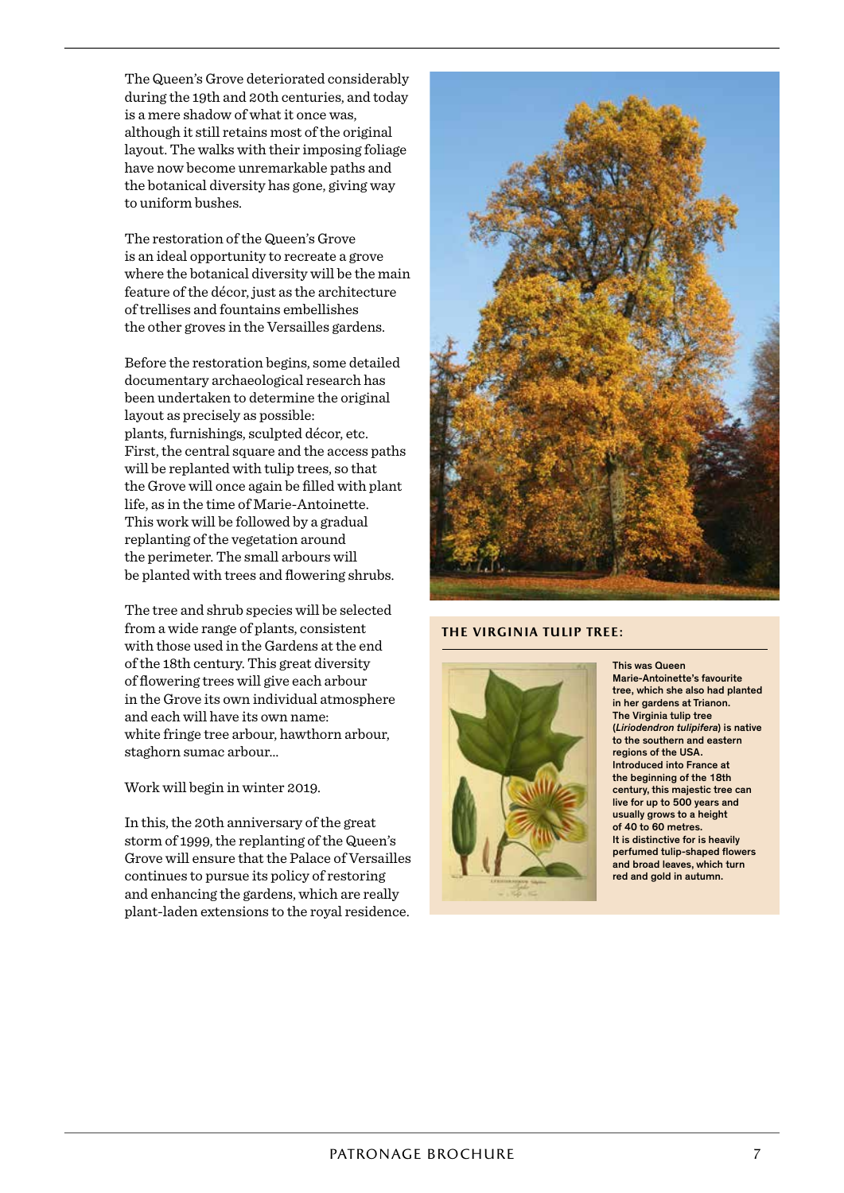The Queen's Grove deteriorated considerably during the 19th and 20th centuries, and today is a mere shadow of what it once was, although it still retains most of the original layout. The walks with their imposing foliage have now become unremarkable paths and the botanical diversity has gone, giving way to uniform bushes.

The restoration of the Queen's Grove is an ideal opportunity to recreate a grove where the botanical diversity will be the main feature of the décor, just as the architecture of trellises and fountains embellishes the other groves in the Versailles gardens.

Before the restoration begins, some detailed documentary archaeological research has been undertaken to determine the original layout as precisely as possible: plants, furnishings, sculpted décor, etc. First, the central square and the access paths will be replanted with tulip trees, so that the Grove will once again be filled with plant life, as in the time of Marie-Antoinette. This work will be followed by a gradual replanting of the vegetation around the perimeter. The small arbours will be planted with trees and flowering shrubs.

The tree and shrub species will be selected from a wide range of plants, consistent with those used in the Gardens at the end of the 18th century. This great diversity of flowering trees will give each arbour in the Grove its own individual atmosphere and each will have its own name: white fringe tree arbour, hawthorn arbour, staghorn sumac arbour...

Work will begin in winter 2019.

In this, the 20th anniversary of the great storm of 1999, the replanting of the Queen's Grove will ensure that the Palace of Versailles continues to pursue its policy of restoring and enhancing the gardens, which are really plant-laden extensions to the royal residence.

### THE VIRGINIA TULIP TREE:

**This was Queen Marie-Antoinette's favourite tree, which she also had planted in her gardens at Trianon. The Virginia tulip tree (*Liriodendron tulipifera*) is native to the southern and eastern regions of the USA. Introduced into France at the beginning of the 18th century, this majestic tree can live for up to 500 years and usually grows to a height of 40 to 60 metres. It is distinctive for is heavily perfumed tulip-shaped flowers and broad leaves, which turn red and gold in autumn.**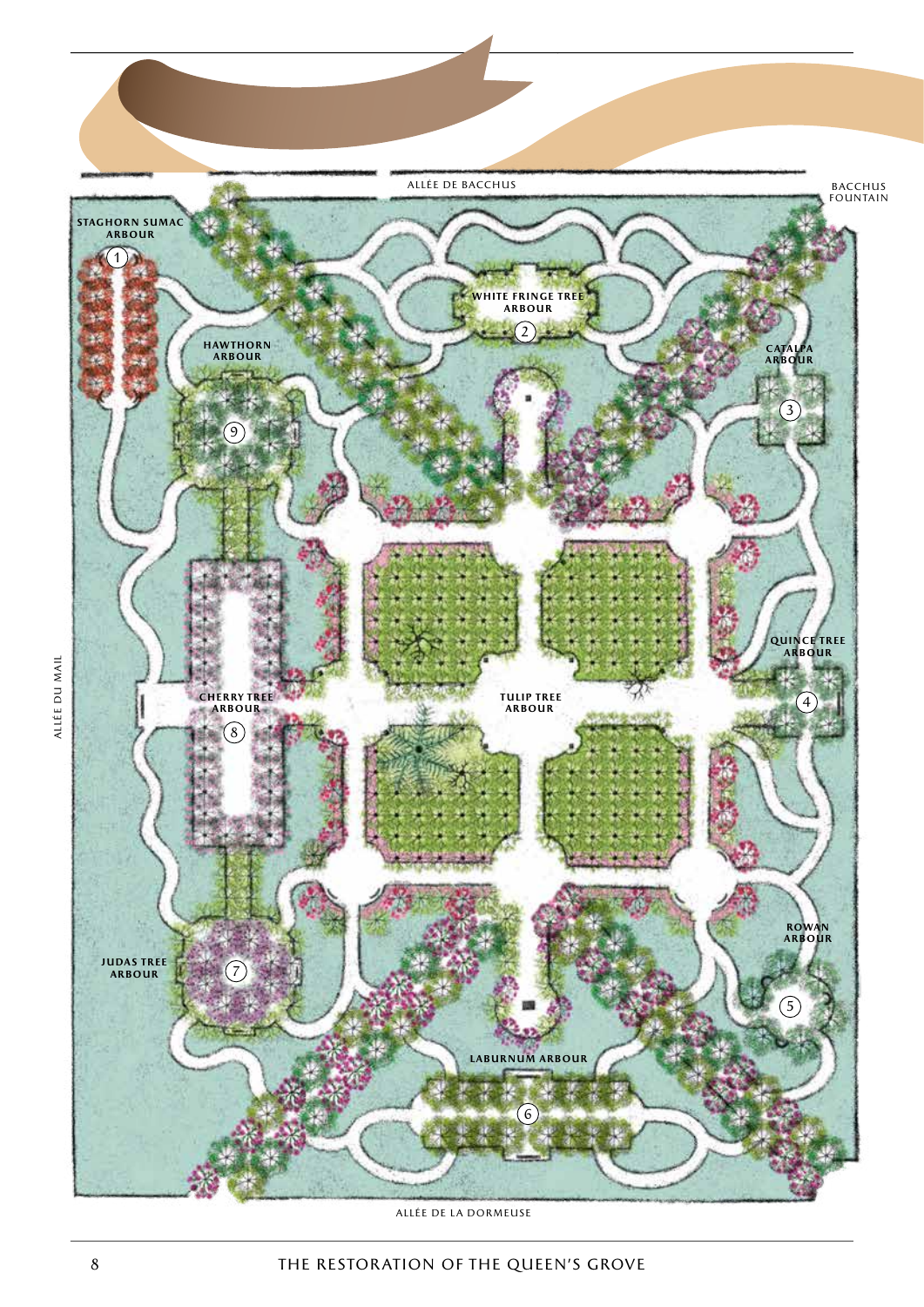ALLÉE DE BACCHUS

BACCHUS FOUNTAIN

STAGHORN SUMAC ARBOUR (1)

WHITE FRINGE TREE ARBOUR (2)

CATALPA ARBOUR (3)

QUINCE TREE ARBOUR (4)

ROWAN ARBOUR (5)

LABURNUM ARBOUR (6)

JUDAS TREE ARBOUR (7)

CHERRY TREE ARBOUR (8)

HAWTHORN ARBOUR (9)

TULIP TREE ARBOUR

ALLÉE DU MAIL

ALLÉE DE LA DORMEUSE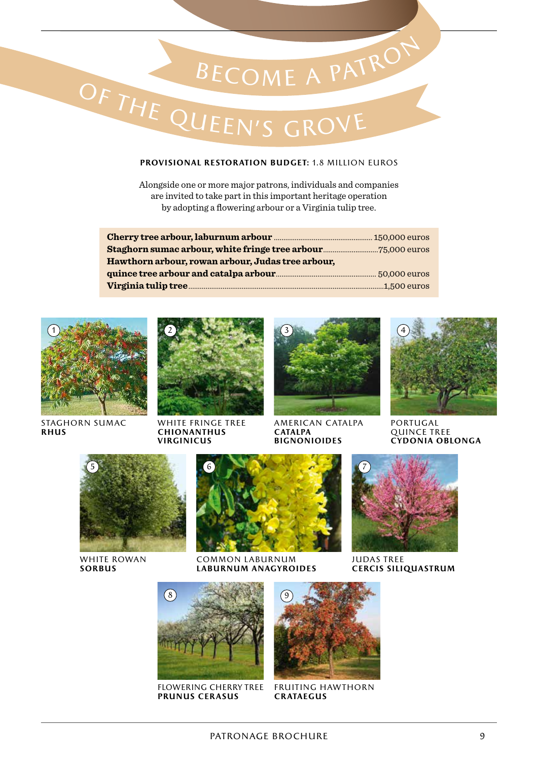# BECOME A PATRON OF THE QUEEN'S GROVE

**PROVISIONAL RESTORATION BUDGET:** 1.8 MILLION EUROS

Alongside one or more major patrons, individuals and companies are invited to take part in this important heritage operation by adopting a flowering arbour or a Virginia tulip tree.

| | |
|---|---|
| **Cherry tree arbour, laburnum arbour** | 150,000 euros |
| **Staghorn sumac arbour, white fringe tree arbour** | 75,000 euros |
| **Hawthorn arbour, rowan arbour, Judas tree arbour, quince tree arbour and catalpa arbour** | 50,000 euros |
| **Virginia tulip tree** | 1,500 euros |

1. STAGHORN SUMAC **RHUS**

2. WHITE FRINGE TREE **CHIONANTHUS VIRGINICUS**

3. AMERICAN CATALPA **CATALPA BIGNONIOIDES**

4. PORTUGAL QUINCE TREE **CYDONIA OBLONGA**

5. WHITE ROWAN **SORBUS**

6. COMMON LABURNUM **LABURNUM ANAGYROIDES**

7. JUDAS TREE **CERCIS SILIQUASTRUM**

8. FLOWERING CHERRY TREE **PRUNUS CERASUS**

9. FRUITING HAWTHORN **CRATAEGUS**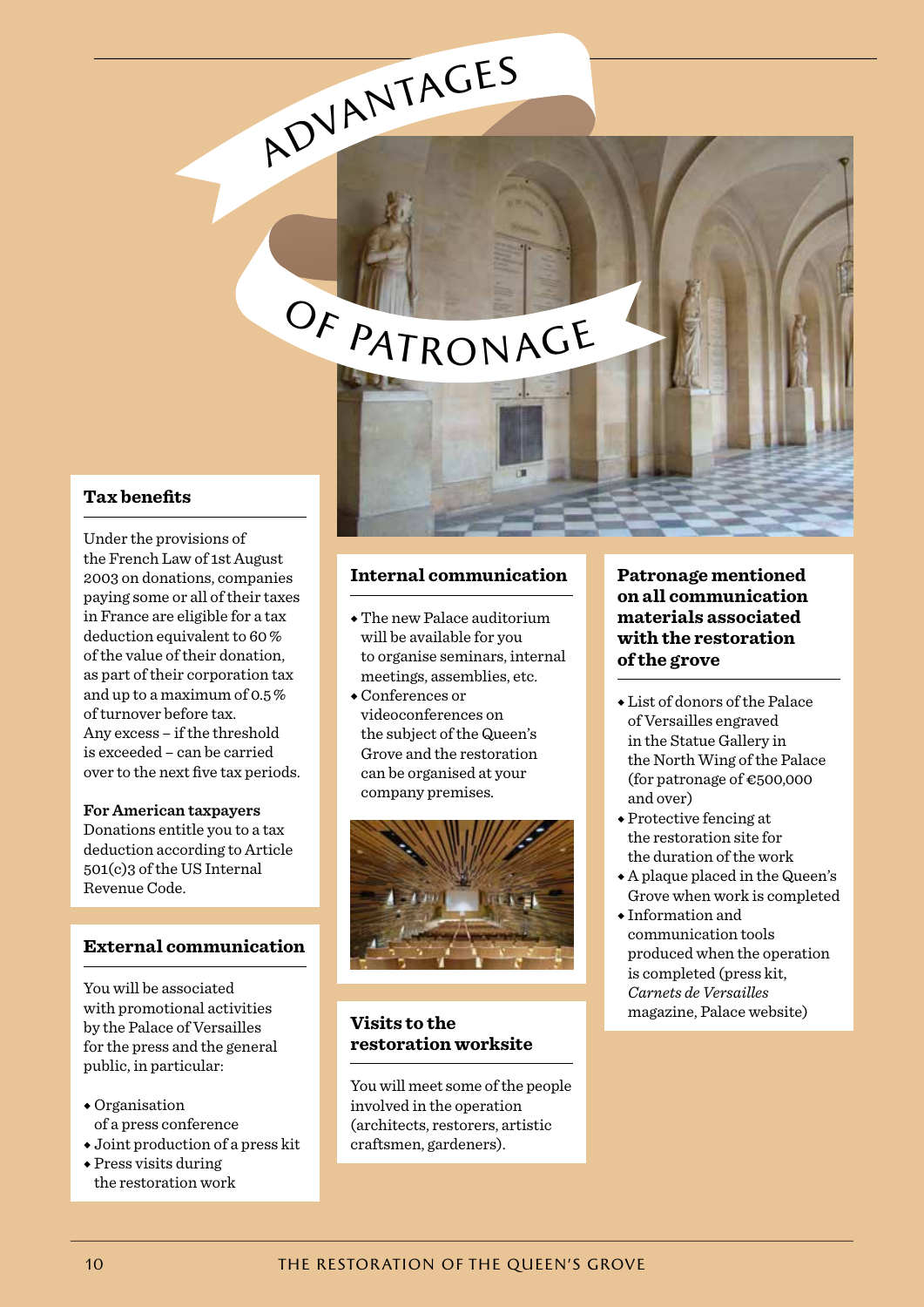# Advantages of Patronage

### Tax benefits

Under the provisions of the French Law of 1st August 2003 on donations, companies paying some or all of their taxes in France are eligible for a tax deduction equivalent to 60 % of the value of their donation, as part of their corporation tax and up to a maximum of 0.5 % of turnover before tax. Any excess – if the threshold is exceeded – can be carried over to the next five tax periods.

**For American taxpayers**
Donations entitle you to a tax deduction according to Article 501(c)3 of the US Internal Revenue Code.

### External communication

You will be associated with promotional activities by the Palace of Versailles for the press and the general public, in particular:

- Organisation of a press conference
- Joint production of a press kit
- Press visits during the restoration work

### Internal communication

- The new Palace auditorium will be available for you to organise seminars, internal meetings, assemblies, etc.
- Conferences or videoconferences on the subject of the Queen's Grove and the restoration can be organised at your company premises.

### Visits to the restoration worksite

You will meet some of the people involved in the operation (architects, restorers, artistic craftsmen, gardeners).

### Patronage mentioned on all communication materials associated with the restoration of the grove

- List of donors of the Palace of Versailles engraved in the Statue Gallery in the North Wing of the Palace (for patronage of €500,000 and over)
- Protective fencing at the restoration site for the duration of the work
- A plaque placed in the Queen's Grove when work is completed
- Information and communication tools produced when the operation is completed (press kit, *Carnets de Versailles* magazine, Palace website)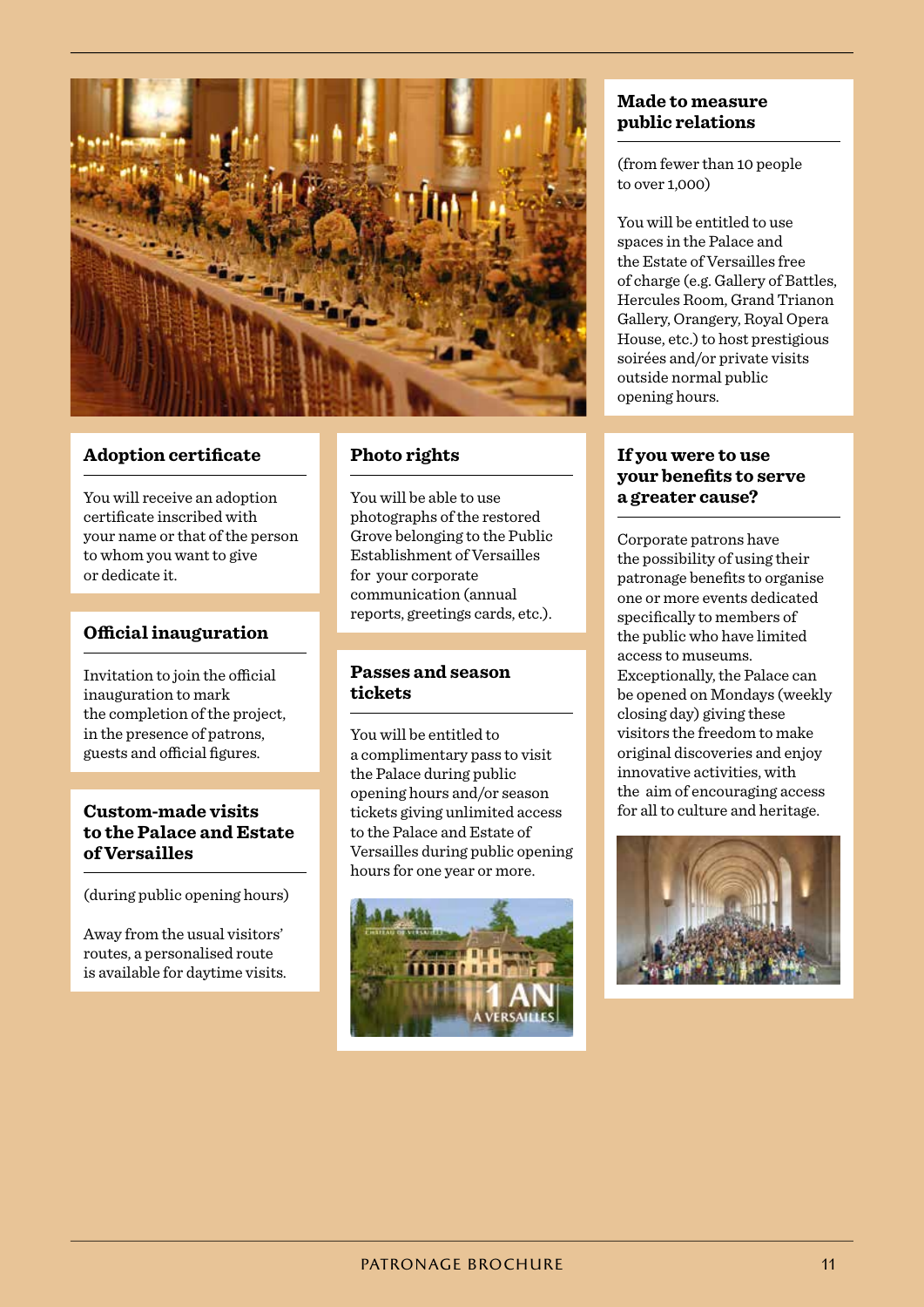## Made to measure public relations

(from fewer than 10 people to over 1,000)

You will be entitled to use spaces in the Palace and the Estate of Versailles free of charge (e.g. Gallery of Battles, Hercules Room, Grand Trianon Gallery, Orangery, Royal Opera House, etc.) to host prestigious soirées and/or private visits outside normal public opening hours.

## Adoption certificate

You will receive an adoption certificate inscribed with your name or that of the person to whom you want to give or dedicate it.

## Official inauguration

Invitation to join the official inauguration to mark the completion of the project, in the presence of patrons, guests and official figures.

## Custom-made visits to the Palace and Estate of Versailles

(during public opening hours)

Away from the usual visitors' routes, a personalised route is available for daytime visits.

## Photo rights

You will be able to use photographs of the restored Grove belonging to the Public Establishment of Versailles for your corporate communication (annual reports, greetings cards, etc.).

## Passes and season tickets

You will be entitled to a complimentary pass to visit the Palace during public opening hours and/or season tickets giving unlimited access to the Palace and Estate of Versailles during public opening hours for one year or more.

## If you were to use your benefits to serve a greater cause?

Corporate patrons have the possibility of using their patronage benefits to organise one or more events dedicated specifically to members of the public who have limited access to museums. Exceptionally, the Palace can be opened on Mondays (weekly closing day) giving these visitors the freedom to make original discoveries and enjoy innovative activities, with the aim of encouraging access for all to culture and heritage.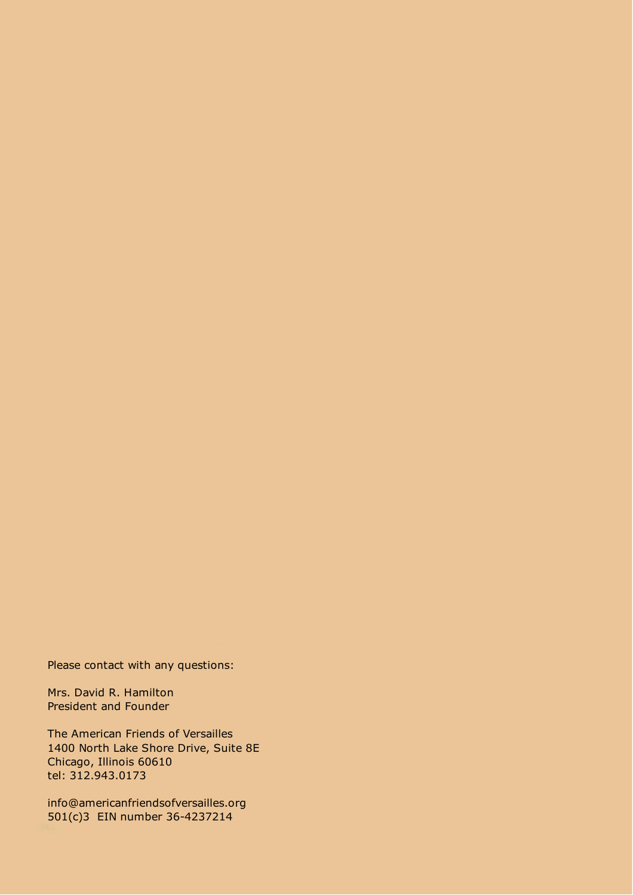Please contact with any questions:

Mrs. David R. Hamilton
President and Founder

The American Friends of Versailles
1400 North Lake Shore Drive, Suite 8E
Chicago, Illinois 60610
tel: 312.943.0173

info@americanfriendsofversailles.org
501(c)3 EIN number 36-4237214